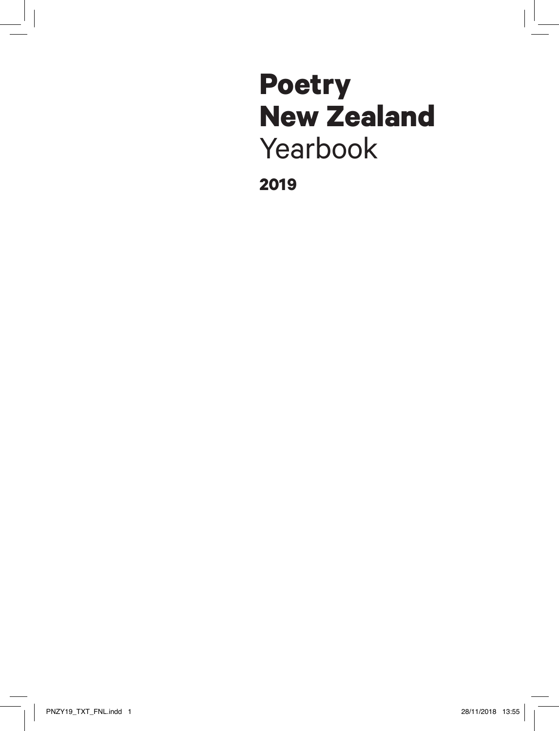# Poetry New Zealand Yearbook

**2019**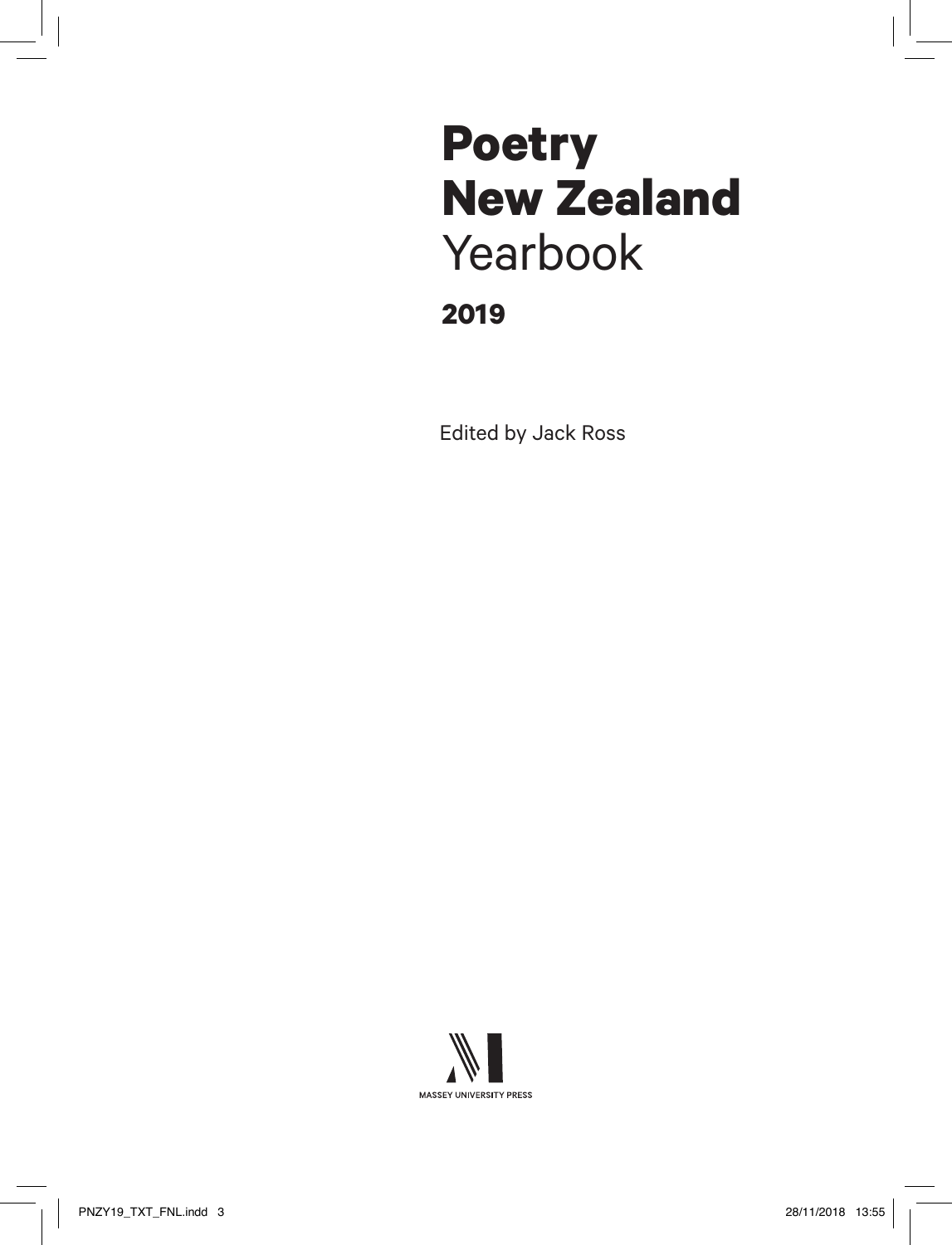# Poetry New Zealand Yearbook

## 2019

Edited by Jack Ross

MASSEY UNIVERSITY PRESS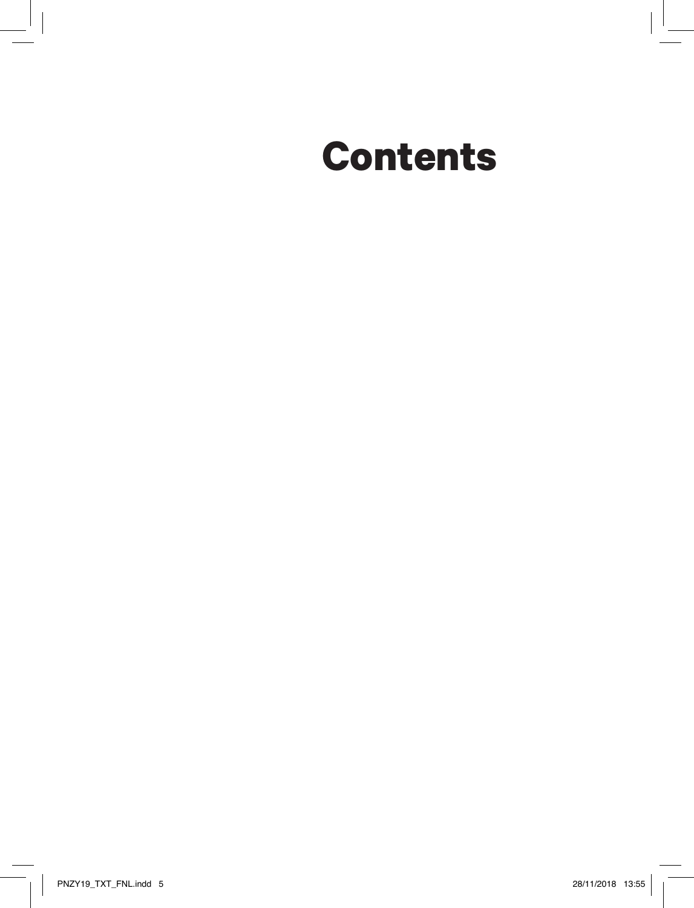# Contents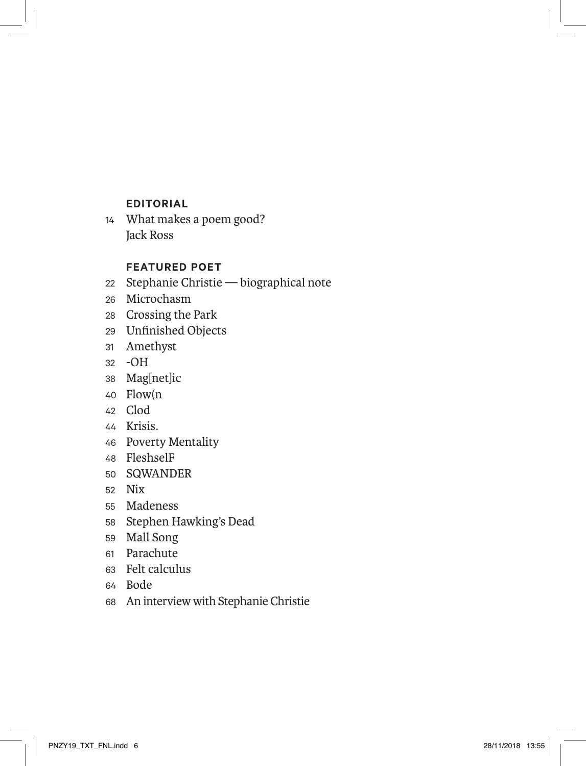## EDITORIAL

14 What makes a poem good?
Jack Ross

## FEATURED POET

22 Stephanie Christie — biographical note
26 Microchasm
28 Crossing the Park
29 Unfinished Objects
31 Amethyst
32 -OH
38 Mag[net]ic
40 Flow(n
42 Clod
44 Krisis.
46 Poverty Mentality
48 FleshselF
50 SQWANDER
52 Nix
55 Madeness
58 Stephen Hawking's Dead
59 Mall Song
61 Parachute
63 Felt calculus
64 Bode
68 An interview with Stephanie Christie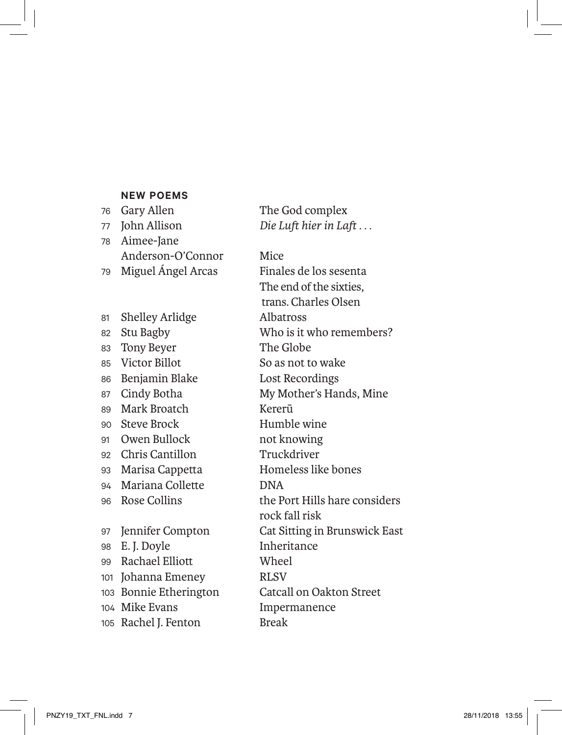**NEW POEMS**

| | | |
|---|---|---|
| 76 | Gary Allen | The God complex |
| 77 | John Allison | *Die Luft hier in Laft . . .* |
| 78 | Aimee-Jane Anderson-O'Connor | Mice |
| 79 | Miguel Ángel Arcas | Finales de los sesenta<br>The end of the sixties, trans. Charles Olsen |
| 81 | Shelley Arlidge | Albatross |
| 82 | Stu Bagby | Who is it who remembers? |
| 83 | Tony Beyer | The Globe |
| 85 | Victor Billot | So as not to wake |
| 86 | Benjamin Blake | Lost Recordings |
| 87 | Cindy Botha | My Mother's Hands, Mine |
| 89 | Mark Broatch | Kererū |
| 90 | Steve Brock | Humble wine |
| 91 | Owen Bullock | not knowing |
| 92 | Chris Cantillon | Truckdriver |
| 93 | Marisa Cappetta | Homeless like bones |
| 94 | Mariana Collette | DNA |
| 96 | Rose Collins | the Port Hills hare considers rock fall risk |
| 97 | Jennifer Compton | Cat Sitting in Brunswick East |
| 98 | E. J. Doyle | Inheritance |
| 99 | Rachael Elliott | Wheel |
| 101 | Johanna Emeney | RLSV |
| 103 | Bonnie Etherington | Catcall on Oakton Street |
| 104 | Mike Evans | Impermanence |
| 105 | Rachel J. Fenton | Break |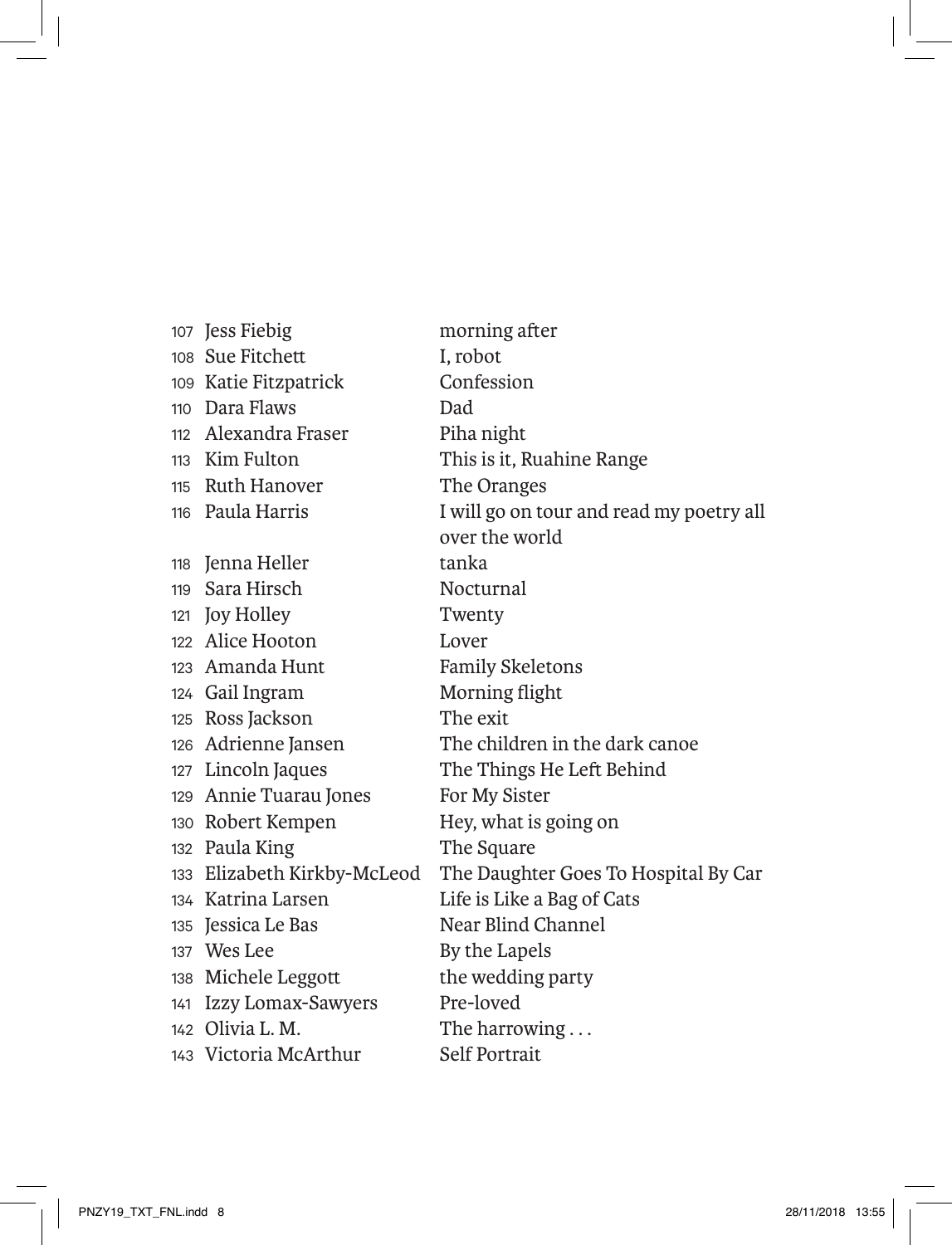| | | |
|---|---|---|
| 107 | Jess Fiebig | morning after |
| 108 | Sue Fitchett | I, robot |
| 109 | Katie Fitzpatrick | Confession |
| 110 | Dara Flaws | Dad |
| 112 | Alexandra Fraser | Piha night |
| 113 | Kim Fulton | This is it, Ruahine Range |
| 115 | Ruth Hanover | The Oranges |
| 116 | Paula Harris | I will go on tour and read my poetry all over the world |
| 118 | Jenna Heller | tanka |
| 119 | Sara Hirsch | Nocturnal |
| 121 | Joy Holley | Twenty |
| 122 | Alice Hooton | Lover |
| 123 | Amanda Hunt | Family Skeletons |
| 124 | Gail Ingram | Morning flight |
| 125 | Ross Jackson | The exit |
| 126 | Adrienne Jansen | The children in the dark canoe |
| 127 | Lincoln Jaques | The Things He Left Behind |
| 129 | Annie Tuarau Jones | For My Sister |
| 130 | Robert Kempen | Hey, what is going on |
| 132 | Paula King | The Square |
| 133 | Elizabeth Kirkby-McLeod | The Daughter Goes To Hospital By Car |
| 134 | Katrina Larsen | Life is Like a Bag of Cats |
| 135 | Jessica Le Bas | Near Blind Channel |
| 137 | Wes Lee | By the Lapels |
| 138 | Michele Leggott | the wedding party |
| 141 | Izzy Lomax-Sawyers | Pre-loved |
| 142 | Olivia L. M. | The harrowing . . . |
| 143 | Victoria McArthur | Self Portrait |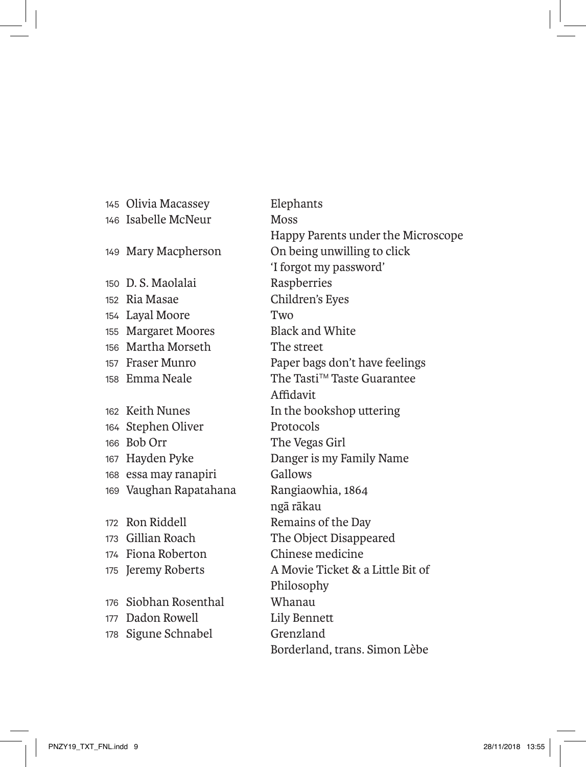| | | |
|---|---|---|
| 145 | Olivia Macassey | Elephants |
| 146 | Isabelle McNeur | Moss |
| | | Happy Parents under the Microscope |
| 149 | Mary Macpherson | On being unwilling to click 'I forgot my password' |
| 150 | D. S. Maolalai | Raspberries |
| 152 | Ria Masae | Children's Eyes |
| 154 | Layal Moore | Two |
| 155 | Margaret Moores | Black and White |
| 156 | Martha Morseth | The street |
| 157 | Fraser Munro | Paper bags don't have feelings |
| 158 | Emma Neale | The Tasti™ Taste Guarantee Affidavit |
| 162 | Keith Nunes | In the bookshop uttering |
| 164 | Stephen Oliver | Protocols |
| 166 | Bob Orr | The Vegas Girl |
| 167 | Hayden Pyke | Danger is my Family Name |
| 168 | essa may ranapiri | Gallows |
| 169 | Vaughan Rapatahana | Rangiaowhia, 1864 |
| | | ngā rākau |
| 172 | Ron Riddell | Remains of the Day |
| 173 | Gillian Roach | The Object Disappeared |
| 174 | Fiona Roberton | Chinese medicine |
| 175 | Jeremy Roberts | A Movie Ticket & a Little Bit of Philosophy |
| 176 | Siobhan Rosenthal | Whanau |
| 177 | Dadon Rowell | Lily Bennett |
| 178 | Sigune Schnabel | Grenzland |
| | | Borderland, trans. Simon Lèbe |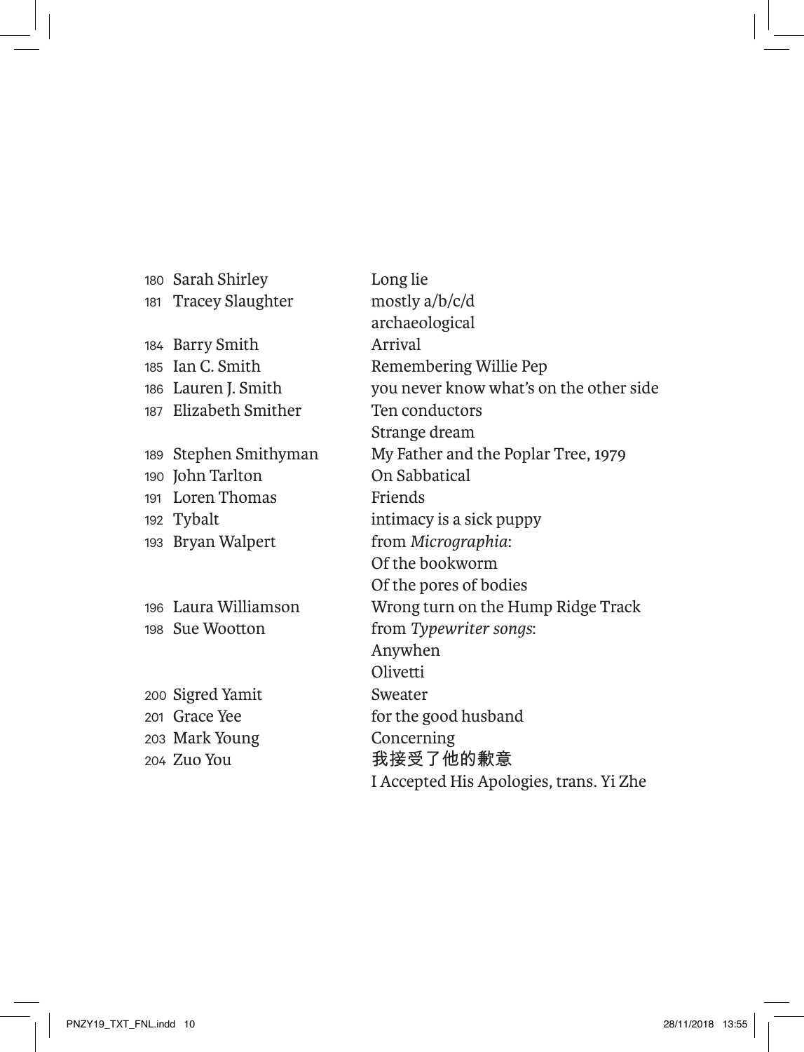| | | |
|---|---|---|
| 180 | Sarah Shirley | Long lie |
| 181 | Tracey Slaughter | mostly a/b/c/d |
| | | archaeological |
| 184 | Barry Smith | Arrival |
| 185 | Ian C. Smith | Remembering Willie Pep |
| 186 | Lauren J. Smith | you never know what's on the other side |
| 187 | Elizabeth Smither | Ten conductors |
| | | Strange dream |
| 189 | Stephen Smithyman | My Father and the Poplar Tree, 1979 |
| 190 | John Tarlton | On Sabbatical |
| 191 | Loren Thomas | Friends |
| 192 | Tybalt | intimacy is a sick puppy |
| 193 | Bryan Walpert | from *Micrographia*: |
| | | Of the bookworm |
| | | Of the pores of bodies |
| 196 | Laura Williamson | Wrong turn on the Hump Ridge Track |
| 198 | Sue Wootton | from *Typewriter songs*: |
| | | Anywhen |
| | | Olivetti |
| 200 | Sigred Yamit | Sweater |
| 201 | Grace Yee | for the good husband |
| 203 | Mark Young | Concerning |
| 204 | Zuo You | 我接受了他的歉意 |
| | | I Accepted His Apologies, trans. Yi Zhe |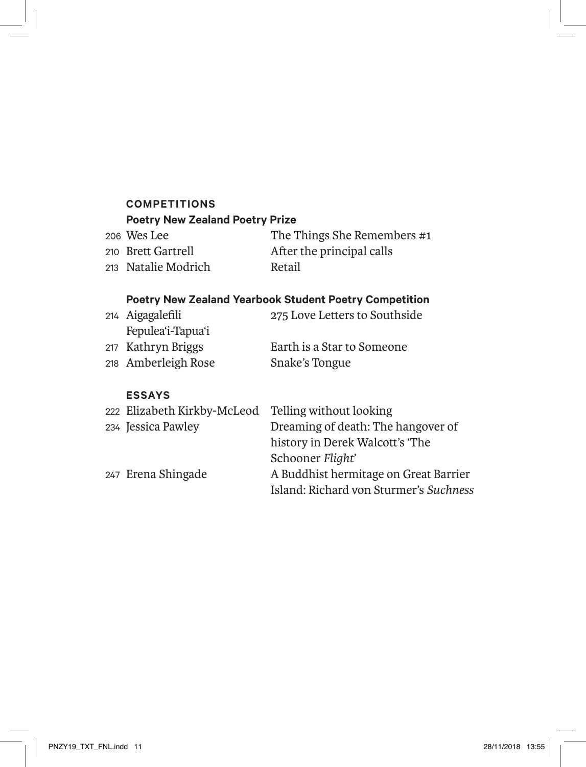## COMPETITIONS

### Poetry New Zealand Poetry Prize

| | | |
|---|---|---|
| 206 | Wes Lee | The Things She Remembers #1 |
| 210 | Brett Gartrell | After the principal calls |
| 213 | Natalie Modrich | Retail |

### Poetry New Zealand Yearbook Student Poetry Competition

| | | |
|---|---|---|
| 214 | Aigagalefili Fepulea'i-Tapua'i | 275 Love Letters to Southside |
| 217 | Kathryn Briggs | Earth is a Star to Someone |
| 218 | Amberleigh Rose | Snake's Tongue |

## ESSAYS

| | | |
|---|---|---|
| 222 | Elizabeth Kirkby-McLeod | Telling without looking |
| 234 | Jessica Pawley | Dreaming of death: The hangover of history in Derek Walcott's 'The Schooner *Flight*' |
| 247 | Erena Shingade | A Buddhist hermitage on Great Barrier Island: Richard von Sturmer's *Suchness* |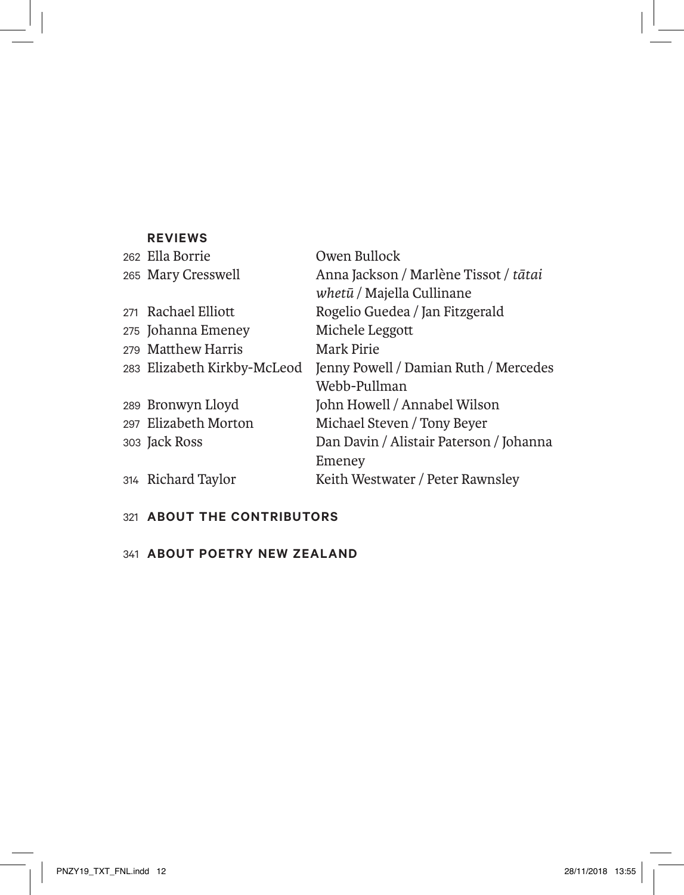## REVIEWS

| | | |
|---|---|---|
| 262 | Ella Borrie | Owen Bullock |
| 265 | Mary Cresswell | Anna Jackson / Marlène Tissot / *tātai whetū* / Majella Cullinane |
| 271 | Rachael Elliott | Rogelio Guedea / Jan Fitzgerald |
| 275 | Johanna Emeney | Michele Leggott |
| 279 | Matthew Harris | Mark Pirie |
| 283 | Elizabeth Kirkby-McLeod | Jenny Powell / Damian Ruth / Mercedes Webb-Pullman |
| 289 | Bronwyn Lloyd | John Howell / Annabel Wilson |
| 297 | Elizabeth Morton | Michael Steven / Tony Beyer |
| 303 | Jack Ross | Dan Davin / Alistair Paterson / Johanna Emeney |
| 314 | Richard Taylor | Keith Westwater / Peter Rawnsley |

321 **ABOUT THE CONTRIBUTORS**

341 **ABOUT POETRY NEW ZEALAND**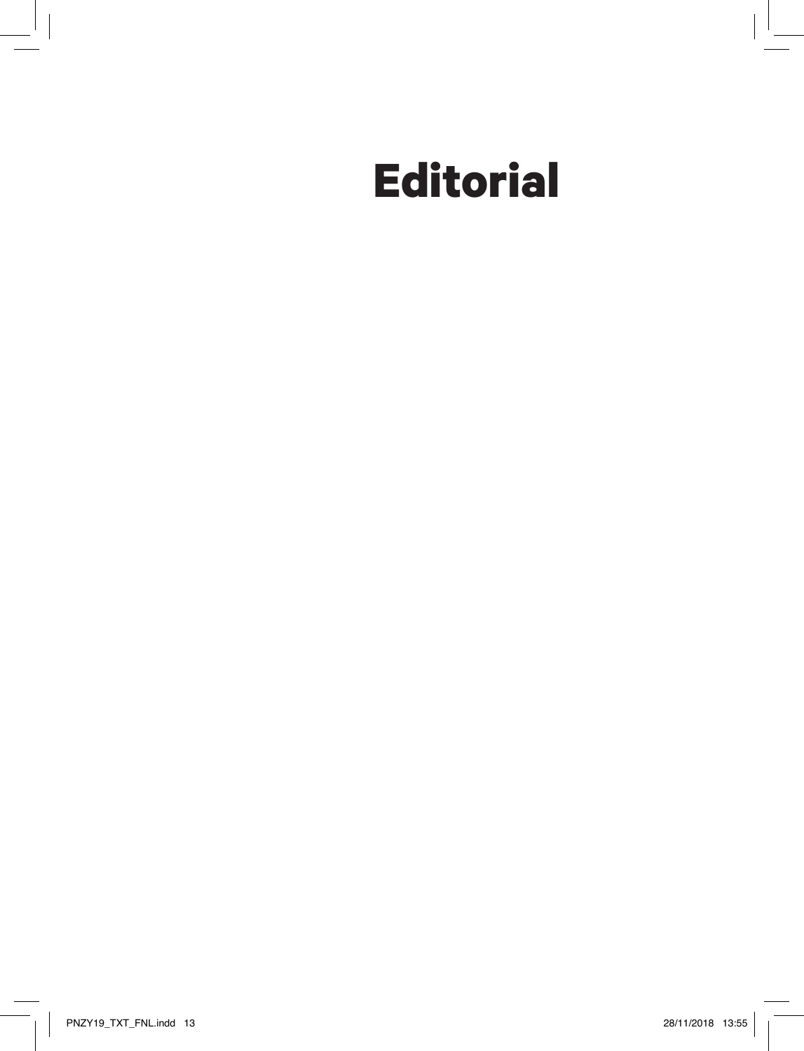# Editorial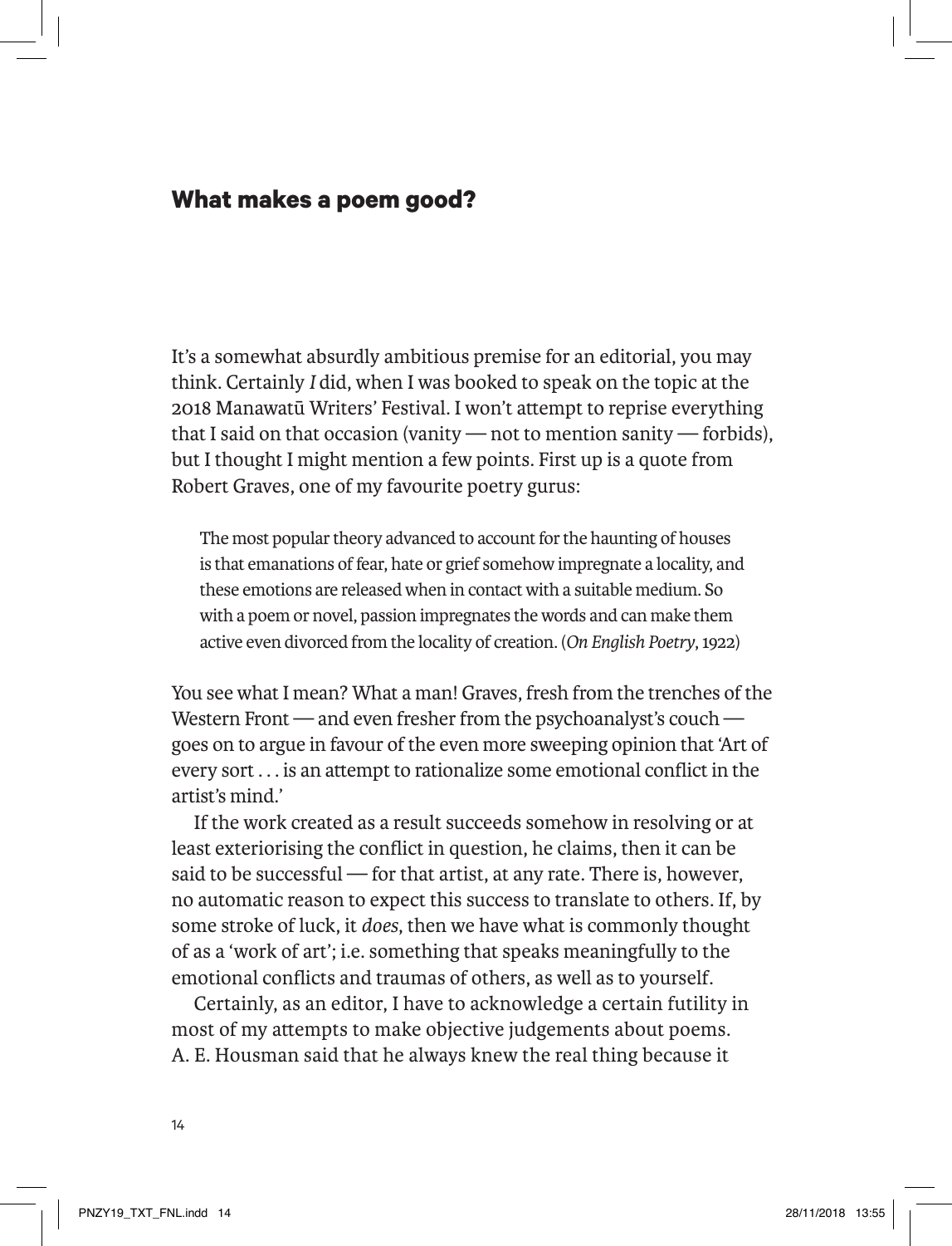## What makes a poem good?

It's a somewhat absurdly ambitious premise for an editorial, you may think. Certainly *I* did, when I was booked to speak on the topic at the 2018 Manawatū Writers' Festival. I won't attempt to reprise everything that I said on that occasion (vanity — not to mention sanity — forbids), but I thought I might mention a few points. First up is a quote from Robert Graves, one of my favourite poetry gurus:

> The most popular theory advanced to account for the haunting of houses is that emanations of fear, hate or grief somehow impregnate a locality, and these emotions are released when in contact with a suitable medium. So with a poem or novel, passion impregnates the words and can make them active even divorced from the locality of creation. (*On English Poetry*, 1922)

You see what I mean? What a man! Graves, fresh from the trenches of the Western Front — and even fresher from the psychoanalyst's couch — goes on to argue in favour of the even more sweeping opinion that 'Art of every sort . . . is an attempt to rationalize some emotional conflict in the artist's mind.'

If the work created as a result succeeds somehow in resolving or at least exteriorising the conflict in question, he claims, then it can be said to be successful — for that artist, at any rate. There is, however, no automatic reason to expect this success to translate to others. If, by some stroke of luck, it *does*, then we have what is commonly thought of as a 'work of art'; i.e. something that speaks meaningfully to the emotional conflicts and traumas of others, as well as to yourself.

Certainly, as an editor, I have to acknowledge a certain futility in most of my attempts to make objective judgements about poems. A. E. Housman said that he always knew the real thing because it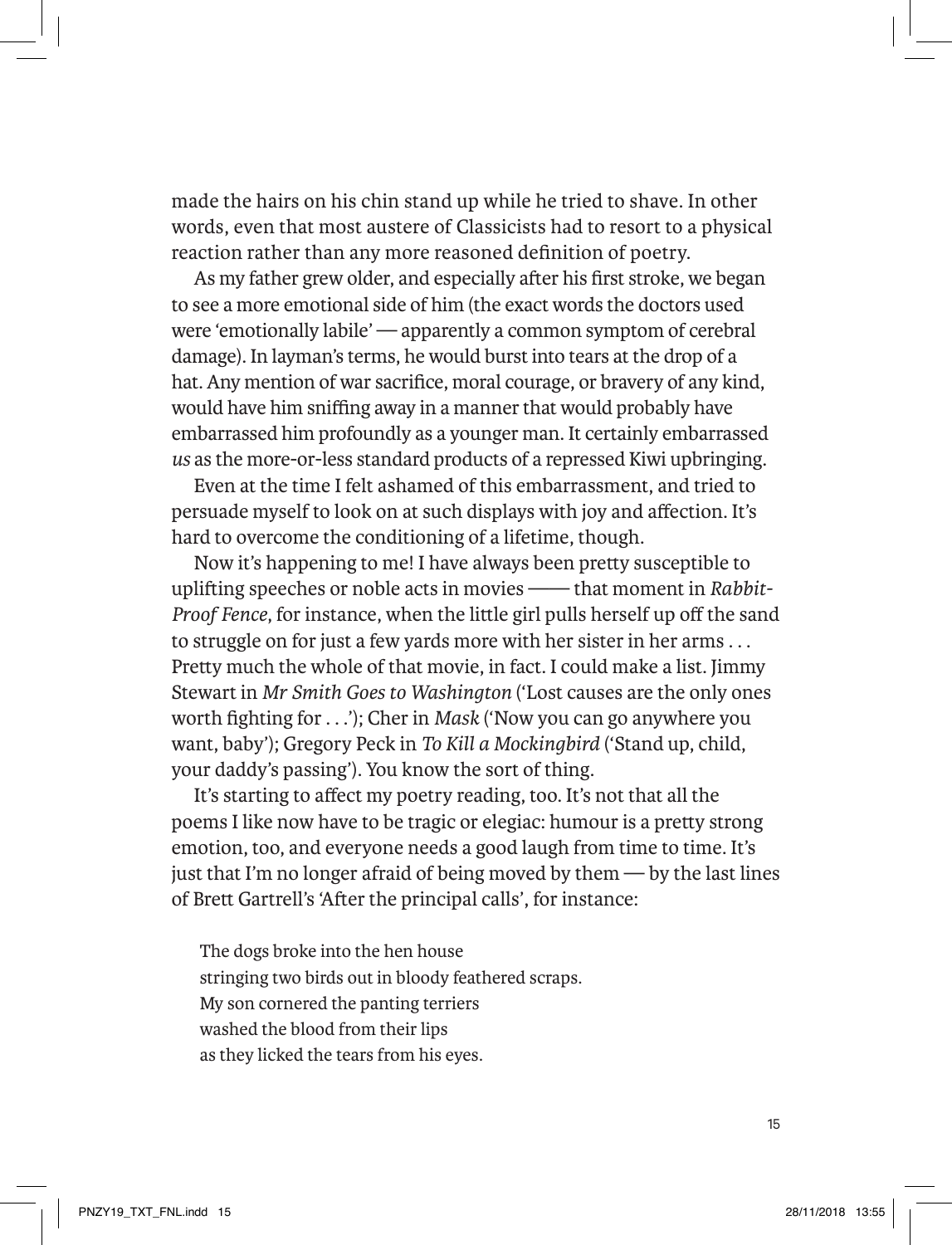made the hairs on his chin stand up while he tried to shave. In other words, even that most austere of Classicists had to resort to a physical reaction rather than any more reasoned definition of poetry.

As my father grew older, and especially after his first stroke, we began to see a more emotional side of him (the exact words the doctors used were 'emotionally labile' — apparently a common symptom of cerebral damage). In layman's terms, he would burst into tears at the drop of a hat. Any mention of war sacrifice, moral courage, or bravery of any kind, would have him sniffing away in a manner that would probably have embarrassed him profoundly as a younger man. It certainly embarrassed *us* as the more-or-less standard products of a repressed Kiwi upbringing.

Even at the time I felt ashamed of this embarrassment, and tried to persuade myself to look on at such displays with joy and affection. It's hard to overcome the conditioning of a lifetime, though.

Now it's happening to me! I have always been pretty susceptible to uplifting speeches or noble acts in movies —— that moment in *Rabbit-Proof Fence*, for instance, when the little girl pulls herself up off the sand to struggle on for just a few yards more with her sister in her arms . . . Pretty much the whole of that movie, in fact. I could make a list. Jimmy Stewart in *Mr Smith Goes to Washington* ('Lost causes are the only ones worth fighting for . . .'); Cher in *Mask* ('Now you can go anywhere you want, baby'); Gregory Peck in *To Kill a Mockingbird* ('Stand up, child, your daddy's passing'). You know the sort of thing.

It's starting to affect my poetry reading, too. It's not that all the poems I like now have to be tragic or elegiac: humour is a pretty strong emotion, too, and everyone needs a good laugh from time to time. It's just that I'm no longer afraid of being moved by them — by the last lines of Brett Gartrell's 'After the principal calls', for instance:

> The dogs broke into the hen house
> stringing two birds out in bloody feathered scraps.
> My son cornered the panting terriers
> washed the blood from their lips
> as they licked the tears from his eyes.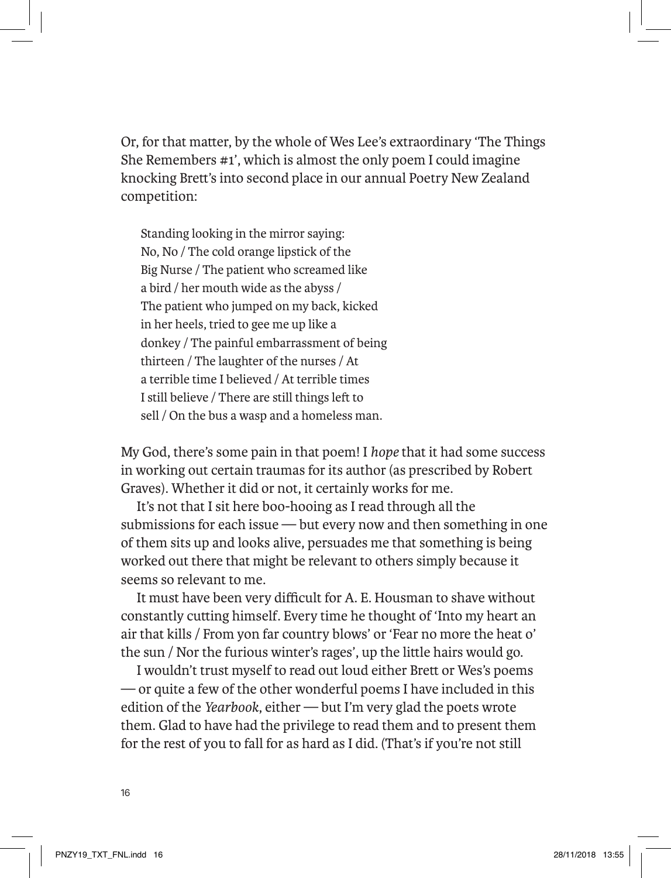Or, for that matter, by the whole of Wes Lee's extraordinary 'The Things She Remembers #1', which is almost the only poem I could imagine knocking Brett's into second place in our annual Poetry New Zealand competition:

> Standing looking in the mirror saying:
> No, No / The cold orange lipstick of the
> Big Nurse / The patient who screamed like
> a bird / her mouth wide as the abyss /
> The patient who jumped on my back, kicked
> in her heels, tried to gee me up like a
> donkey / The painful embarrassment of being
> thirteen / The laughter of the nurses / At
> a terrible time I believed / At terrible times
> I still believe / There are still things left to
> sell / On the bus a wasp and a homeless man.

My God, there's some pain in that poem! I *hope* that it had some success in working out certain traumas for its author (as prescribed by Robert Graves). Whether it did or not, it certainly works for me.

It's not that I sit here boo-hooing as I read through all the submissions for each issue — but every now and then something in one of them sits up and looks alive, persuades me that something is being worked out there that might be relevant to others simply because it seems so relevant to me.

It must have been very difficult for A. E. Housman to shave without constantly cutting himself. Every time he thought of 'Into my heart an air that kills / From yon far country blows' or 'Fear no more the heat o' the sun / Nor the furious winter's rages', up the little hairs would go.

I wouldn't trust myself to read out loud either Brett or Wes's poems — or quite a few of the other wonderful poems I have included in this edition of the *Yearbook*, either — but I'm very glad the poets wrote them. Glad to have had the privilege to read them and to present them for the rest of you to fall for as hard as I did. (That's if you're not still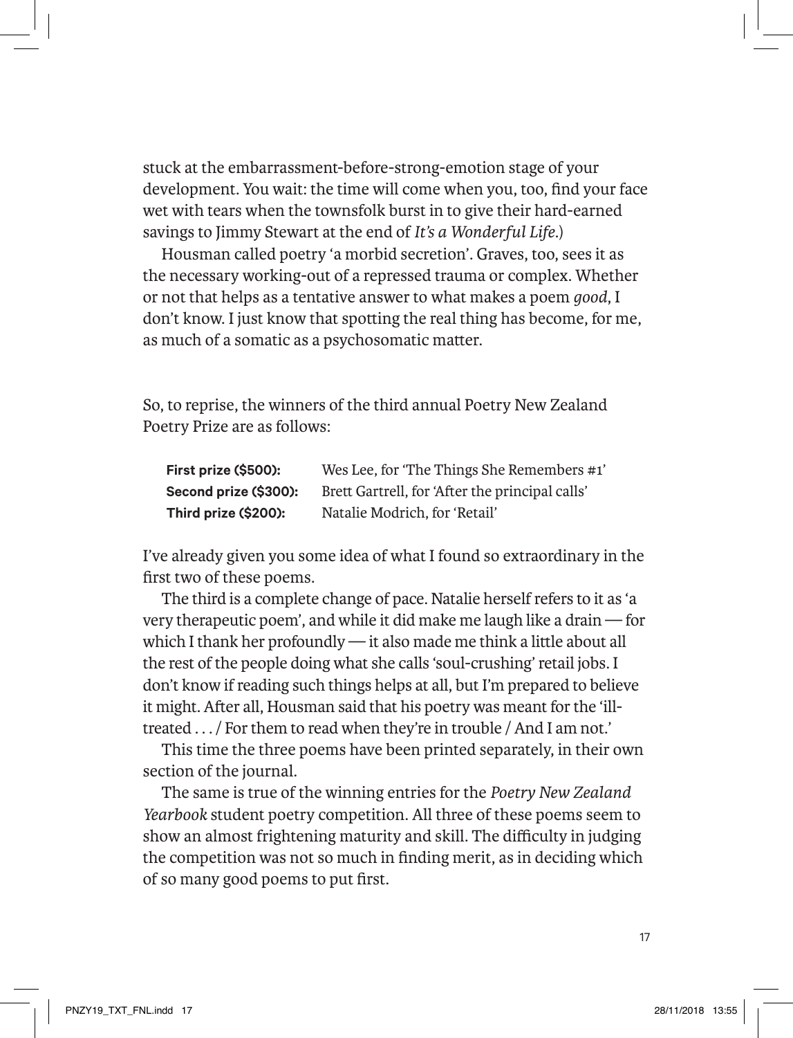stuck at the embarrassment-before-strong-emotion stage of your development. You wait: the time will come when you, too, find your face wet with tears when the townsfolk burst in to give their hard-earned savings to Jimmy Stewart at the end of *It's a Wonderful Life*.)

Housman called poetry 'a morbid secretion'. Graves, too, sees it as the necessary working-out of a repressed trauma or complex. Whether or not that helps as a tentative answer to what makes a poem *good*, I don't know. I just know that spotting the real thing has become, for me, as much of a somatic as a psychosomatic matter.

So, to reprise, the winners of the third annual Poetry New Zealand Poetry Prize are as follows:

| | |
|---|---|
| **First prize ($500):** | Wes Lee, for 'The Things She Remembers #1' |
| **Second prize ($300):** | Brett Gartrell, for 'After the principal calls' |
| **Third prize ($200):** | Natalie Modrich, for 'Retail' |

I've already given you some idea of what I found so extraordinary in the first two of these poems.

The third is a complete change of pace. Natalie herself refers to it as 'a very therapeutic poem', and while it did make me laugh like a drain — for which I thank her profoundly — it also made me think a little about all the rest of the people doing what she calls 'soul-crushing' retail jobs. I don't know if reading such things helps at all, but I'm prepared to believe it might. After all, Housman said that his poetry was meant for the 'ill-treated . . . / For them to read when they're in trouble / And I am not.'

This time the three poems have been printed separately, in their own section of the journal.

The same is true of the winning entries for the *Poetry New Zealand Yearbook* student poetry competition. All three of these poems seem to show an almost frightening maturity and skill. The difficulty in judging the competition was not so much in finding merit, as in deciding which of so many good poems to put first.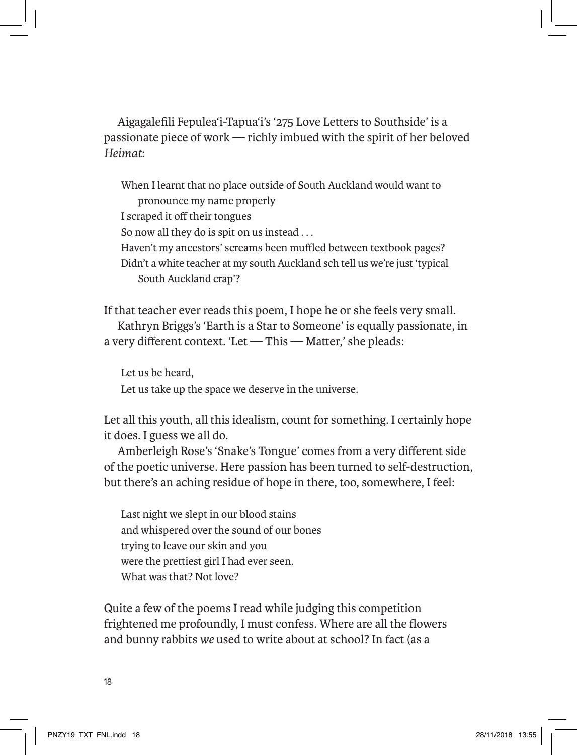Aigagalefili Fepulea'i-Tapua'i's '275 Love Letters to Southside' is a passionate piece of work — richly imbued with the spirit of her beloved *Heimat*:

> When I learnt that no place outside of South Auckland would want to pronounce my name properly
> I scraped it off their tongues
> So now all they do is spit on us instead . . .
> Haven't my ancestors' screams been muffled between textbook pages?
> Didn't a white teacher at my south Auckland sch tell us we're just 'typical South Auckland crap'?

If that teacher ever reads this poem, I hope he or she feels very small.

Kathryn Briggs's 'Earth is a Star to Someone' is equally passionate, in a very different context. 'Let — This — Matter,' she pleads:

> Let us be heard,
> Let us take up the space we deserve in the universe.

Let all this youth, all this idealism, count for something. I certainly hope it does. I guess we all do.

Amberleigh Rose's 'Snake's Tongue' comes from a very different side of the poetic universe. Here passion has been turned to self-destruction, but there's an aching residue of hope in there, too, somewhere, I feel:

> Last night we slept in our blood stains
> and whispered over the sound of our bones
> trying to leave our skin and you
> were the prettiest girl I had ever seen.
> What was that? Not love?

Quite a few of the poems I read while judging this competition frightened me profoundly, I must confess. Where are all the flowers and bunny rabbits *we* used to write about at school? In fact (as a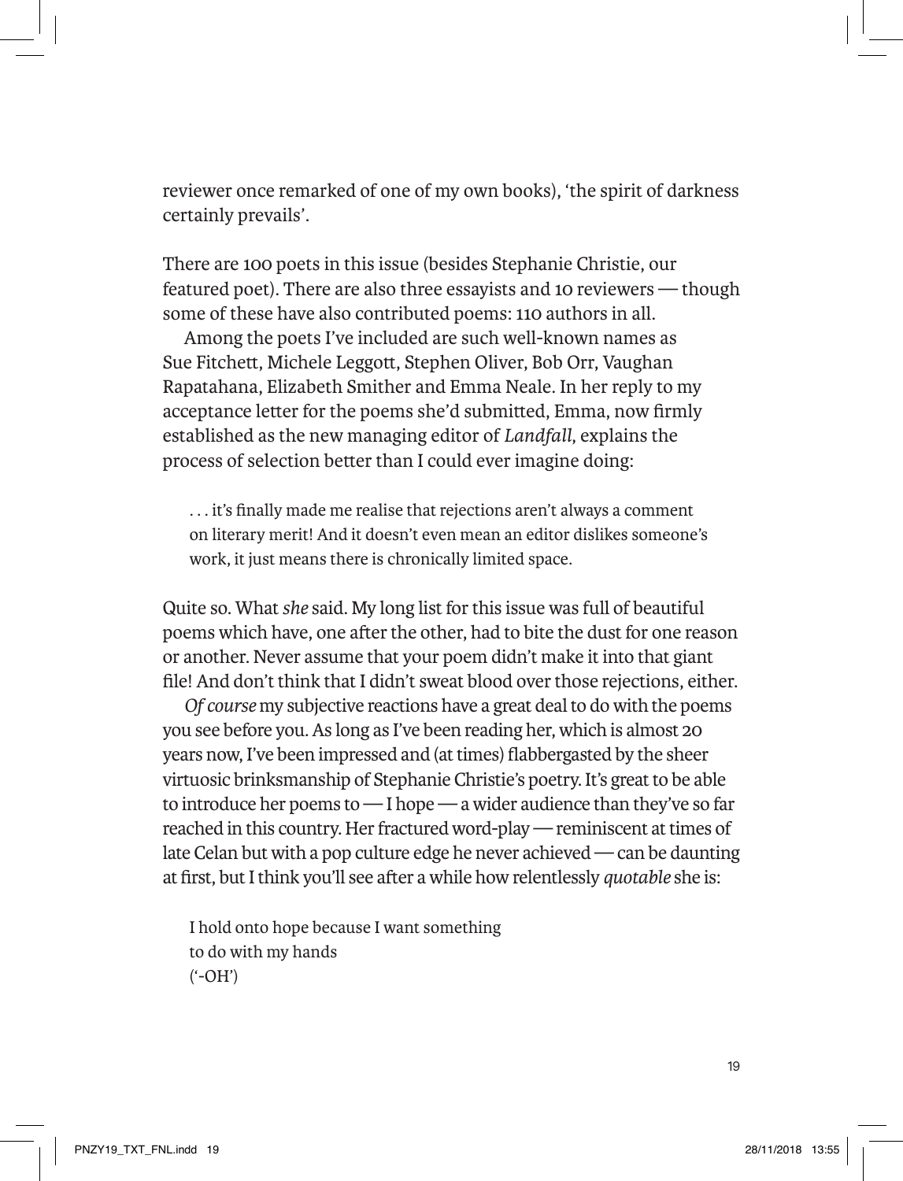reviewer once remarked of one of my own books), 'the spirit of darkness certainly prevails'.

There are 100 poets in this issue (besides Stephanie Christie, our featured poet). There are also three essayists and 10 reviewers — though some of these have also contributed poems: 110 authors in all.

Among the poets I've included are such well-known names as Sue Fitchett, Michele Leggott, Stephen Oliver, Bob Orr, Vaughan Rapatahana, Elizabeth Smither and Emma Neale. In her reply to my acceptance letter for the poems she'd submitted, Emma, now firmly established as the new managing editor of *Landfall*, explains the process of selection better than I could ever imagine doing:

> . . . it's finally made me realise that rejections aren't always a comment on literary merit! And it doesn't even mean an editor dislikes someone's work, it just means there is chronically limited space.

Quite so. What *she* said. My long list for this issue was full of beautiful poems which have, one after the other, had to bite the dust for one reason or another. Never assume that your poem didn't make it into that giant file! And don't think that I didn't sweat blood over those rejections, either.

*Of course* my subjective reactions have a great deal to do with the poems you see before you. As long as I've been reading her, which is almost 20 years now, I've been impressed and (at times) flabbergasted by the sheer virtuosic brinksmanship of Stephanie Christie's poetry. It's great to be able to introduce her poems to — I hope — a wider audience than they've so far reached in this country. Her fractured word-play — reminiscent at times of late Celan but with a pop culture edge he never achieved — can be daunting at first, but I think you'll see after a while how relentlessly *quotable* she is:

> I hold onto hope because I want something
> to do with my hands
> ('-OH')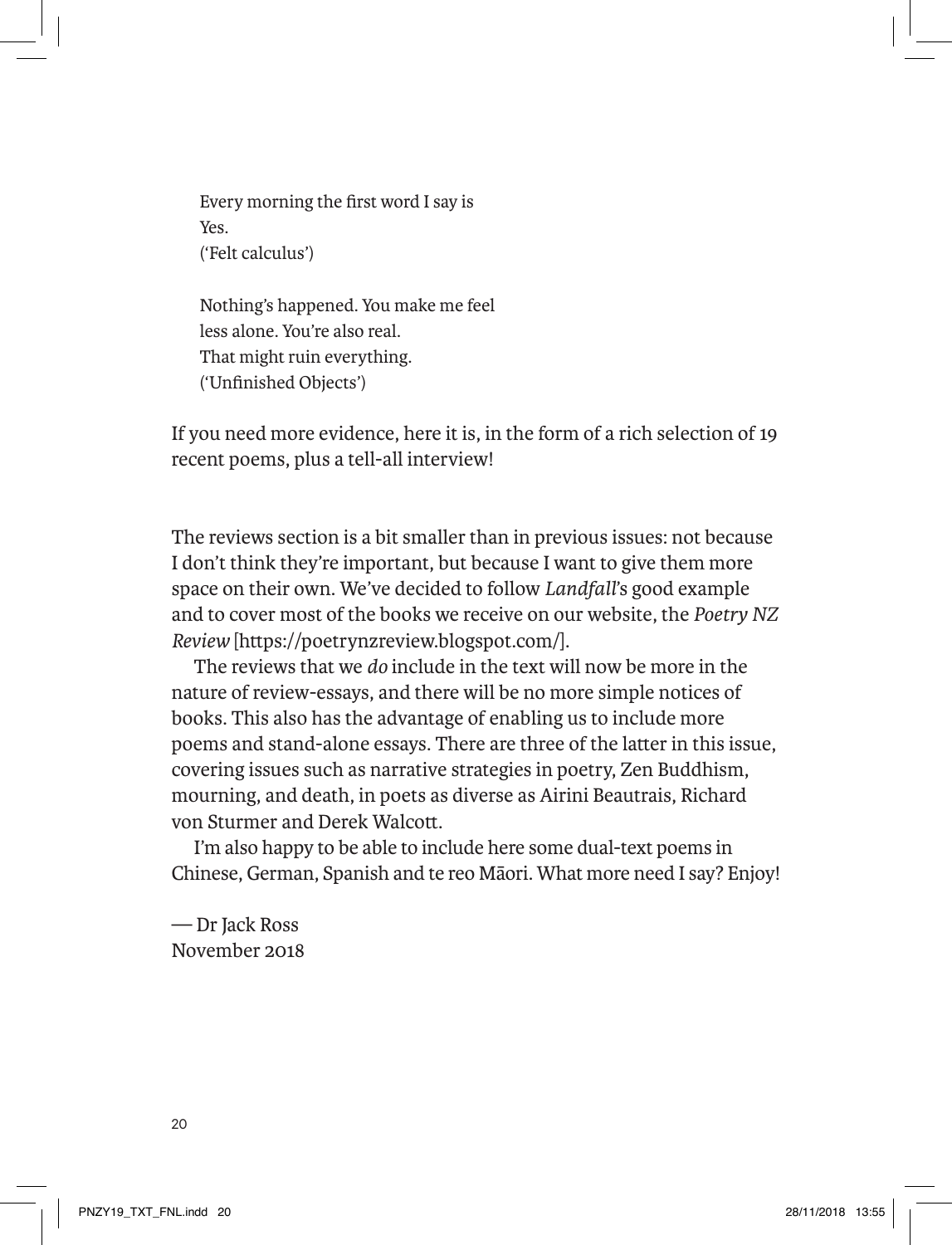> Every morning the first word I say is
> Yes.
> ('Felt calculus')
>
> Nothing's happened. You make me feel
> less alone. You're also real.
> That might ruin everything.
> ('Unfinished Objects')

If you need more evidence, here it is, in the form of a rich selection of 19 recent poems, plus a tell-all interview!

The reviews section is a bit smaller than in previous issues: not because I don't think they're important, but because I want to give them more space on their own. We've decided to follow *Landfall*'s good example and to cover most of the books we receive on our website, the *Poetry NZ Review* [https://poetrynzreview.blogspot.com/].

The reviews that we *do* include in the text will now be more in the nature of review-essays, and there will be no more simple notices of books. This also has the advantage of enabling us to include more poems and stand-alone essays. There are three of the latter in this issue, covering issues such as narrative strategies in poetry, Zen Buddhism, mourning, and death, in poets as diverse as Airini Beautrais, Richard von Sturmer and Derek Walcott.

I'm also happy to be able to include here some dual-text poems in Chinese, German, Spanish and te reo Māori. What more need I say? Enjoy!

— Dr Jack Ross
November 2018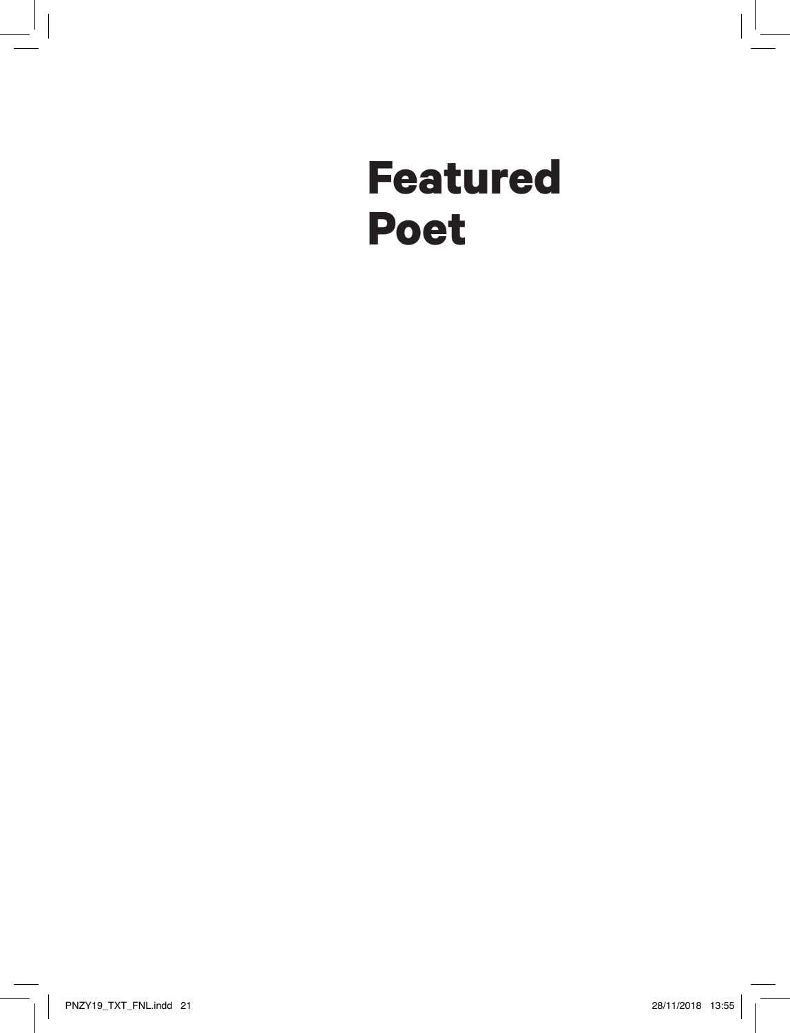# Featured Poet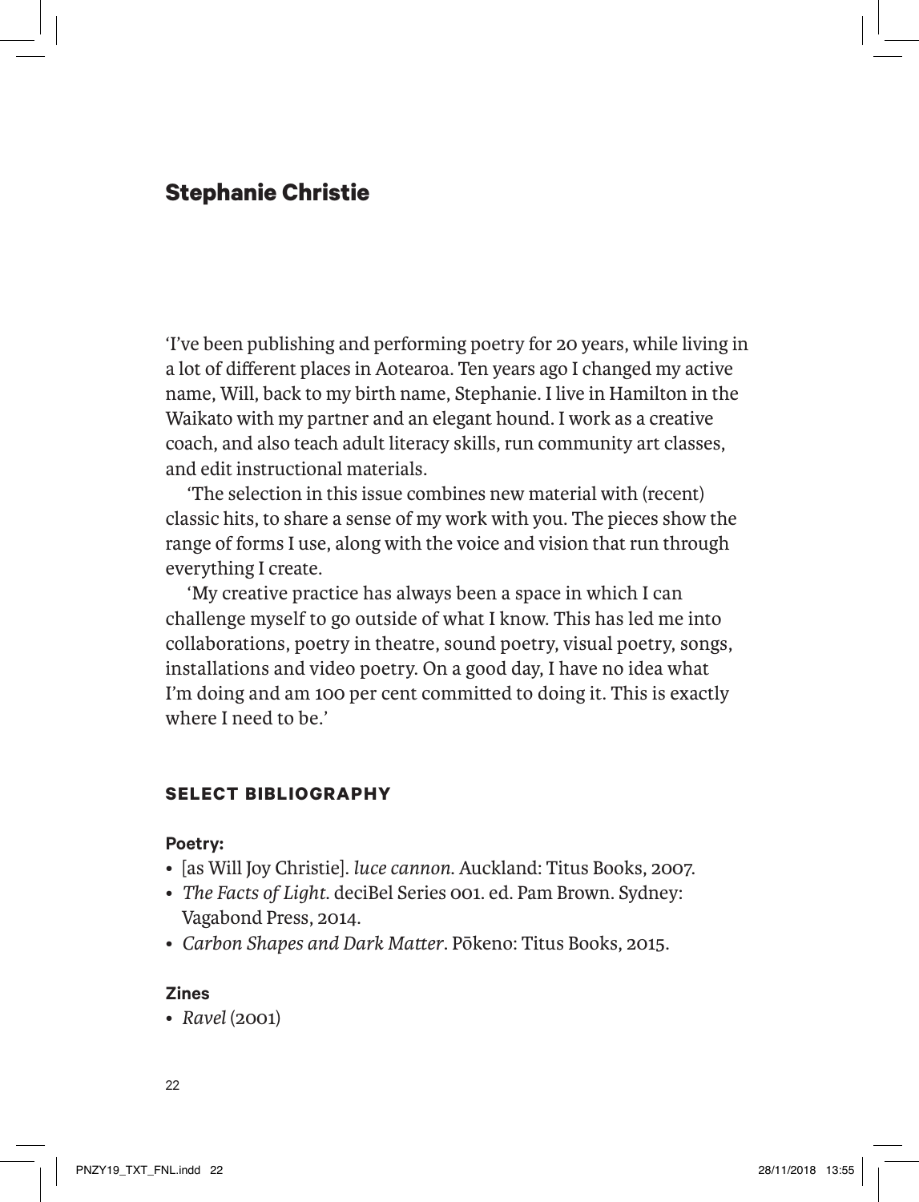## Stephanie Christie

'I've been publishing and performing poetry for 20 years, while living in a lot of different places in Aotearoa. Ten years ago I changed my active name, Will, back to my birth name, Stephanie. I live in Hamilton in the Waikato with my partner and an elegant hound. I work as a creative coach, and also teach adult literacy skills, run community art classes, and edit instructional materials.

'The selection in this issue combines new material with (recent) classic hits, to share a sense of my work with you. The pieces show the range of forms I use, along with the voice and vision that run through everything I create.

'My creative practice has always been a space in which I can challenge myself to go outside of what I know. This has led me into collaborations, poetry in theatre, sound poetry, visual poetry, songs, installations and video poetry. On a good day, I have no idea what I'm doing and am 100 per cent committed to doing it. This is exactly where I need to be.'

### SELECT BIBLIOGRAPHY

**Poetry:**

- [as Will Joy Christie]. *luce cannon.* Auckland: Titus Books, 2007.
- *The Facts of Light.* deciBel Series 001. ed. Pam Brown. Sydney: Vagabond Press, 2014.
- *Carbon Shapes and Dark Matter*. Pōkeno: Titus Books, 2015.

**Zines**

- *Ravel* (2001)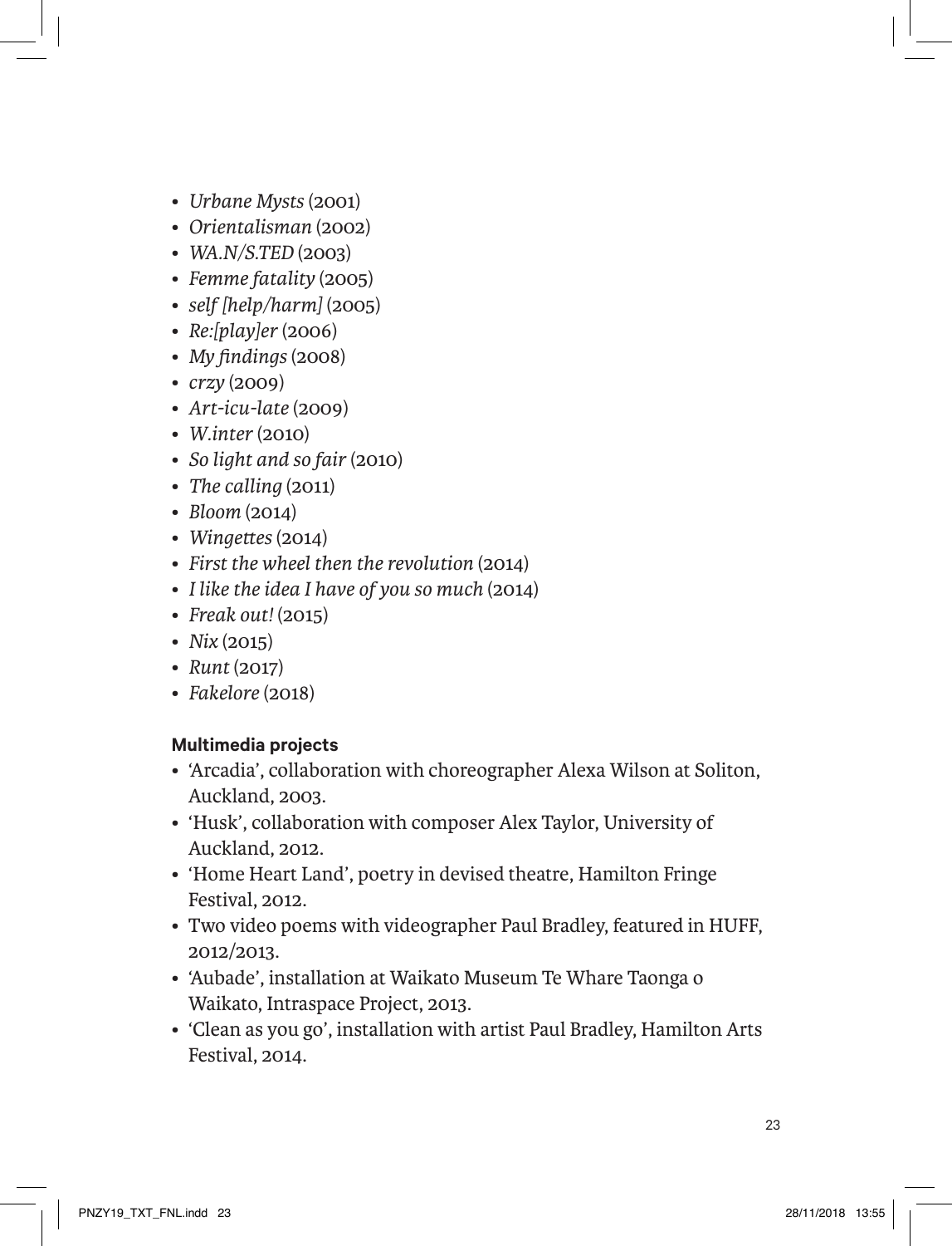- *Urbane Mysts* (2001)
- *Orientalisman* (2002)
- *WA.N/S.TED* (2003)
- *Femme fatality* (2005)
- *self [help/harm]* (2005)
- *Re:[play]er* (2006)
- *My findings* (2008)
- *crzy* (2009)
- *Art-icu-late* (2009)
- *W.inter* (2010)
- *So light and so fair* (2010)
- *The calling* (2011)
- *Bloom* (2014)
- *Wingettes* (2014)
- *First the wheel then the revolution* (2014)
- *I like the idea I have of you so much* (2014)
- *Freak out!* (2015)
- *Nix* (2015)
- *Runt* (2017)
- *Fakelore* (2018)

**Multimedia projects**

- 'Arcadia', collaboration with choreographer Alexa Wilson at Soliton, Auckland, 2003.
- 'Husk', collaboration with composer Alex Taylor, University of Auckland, 2012.
- 'Home Heart Land', poetry in devised theatre, Hamilton Fringe Festival, 2012.
- Two video poems with videographer Paul Bradley, featured in HUFF, 2012/2013.
- 'Aubade', installation at Waikato Museum Te Whare Taonga o Waikato, Intraspace Project, 2013.
- 'Clean as you go', installation with artist Paul Bradley, Hamilton Arts Festival, 2014.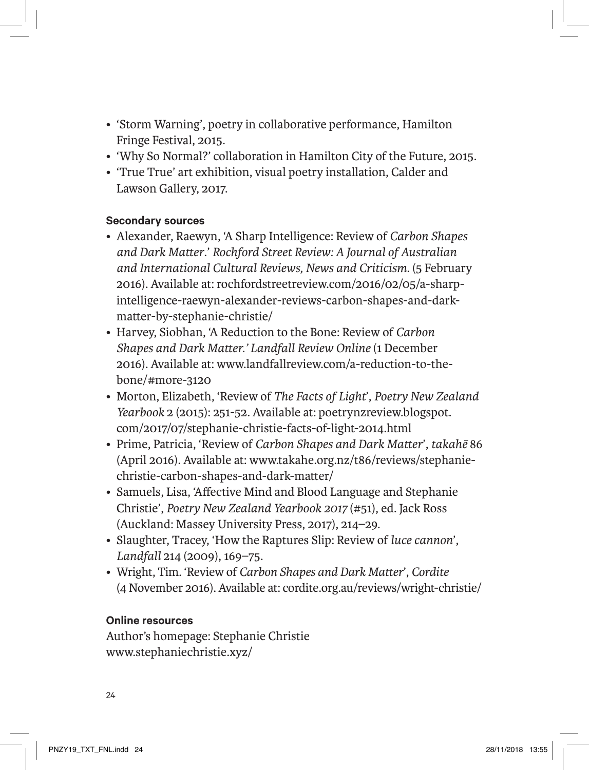- 'Storm Warning', poetry in collaborative performance, Hamilton Fringe Festival, 2015.
- 'Why So Normal?' collaboration in Hamilton City of the Future, 2015.
- 'True True' art exhibition, visual poetry installation, Calder and Lawson Gallery, 2017.

**Secondary sources**

- Alexander, Raewyn, 'A Sharp Intelligence: Review of *Carbon Shapes and Dark Matter*.' *Rochford Street Review: A Journal of Australian and International Cultural Reviews, News and Criticism*. (5 February 2016). Available at: rochfordstreetreview.com/2016/02/05/a-sharp-intelligence-raewyn-alexander-reviews-carbon-shapes-and-dark-matter-by-stephanie-christie/
- Harvey, Siobhan, 'A Reduction to the Bone: Review of *Carbon Shapes and Dark Matter.' Landfall Review Online* (1 December 2016). Available at: www.landfallreview.com/a-reduction-to-the-bone/#more-3120
- Morton, Elizabeth, 'Review of *The Facts of Light*', *Poetry New Zealand Yearbook* 2 (2015): 251-52. Available at: poetrynzreview.blogspot.com/2017/07/stephanie-christie-facts-of-light-2014.html
- Prime, Patricia, 'Review of *Carbon Shapes and Dark Matter*', *takahē* 86 (April 2016). Available at: www.takahe.org.nz/t86/reviews/stephanie-christie-carbon-shapes-and-dark-matter/
- Samuels, Lisa, 'Affective Mind and Blood Language and Stephanie Christie', *Poetry New Zealand Yearbook 2017* (#51), ed. Jack Ross (Auckland: Massey University Press, 2017), 214–29.
- Slaughter, Tracey, 'How the Raptures Slip: Review of *luce cannon*', *Landfall* 214 (2009), 169–75.
- Wright, Tim. 'Review of *Carbon Shapes and Dark Matter*', *Cordite* (4 November 2016). Available at: cordite.org.au/reviews/wright-christie/

**Online resources**

Author's homepage: Stephanie Christie
www.stephaniechristie.xyz/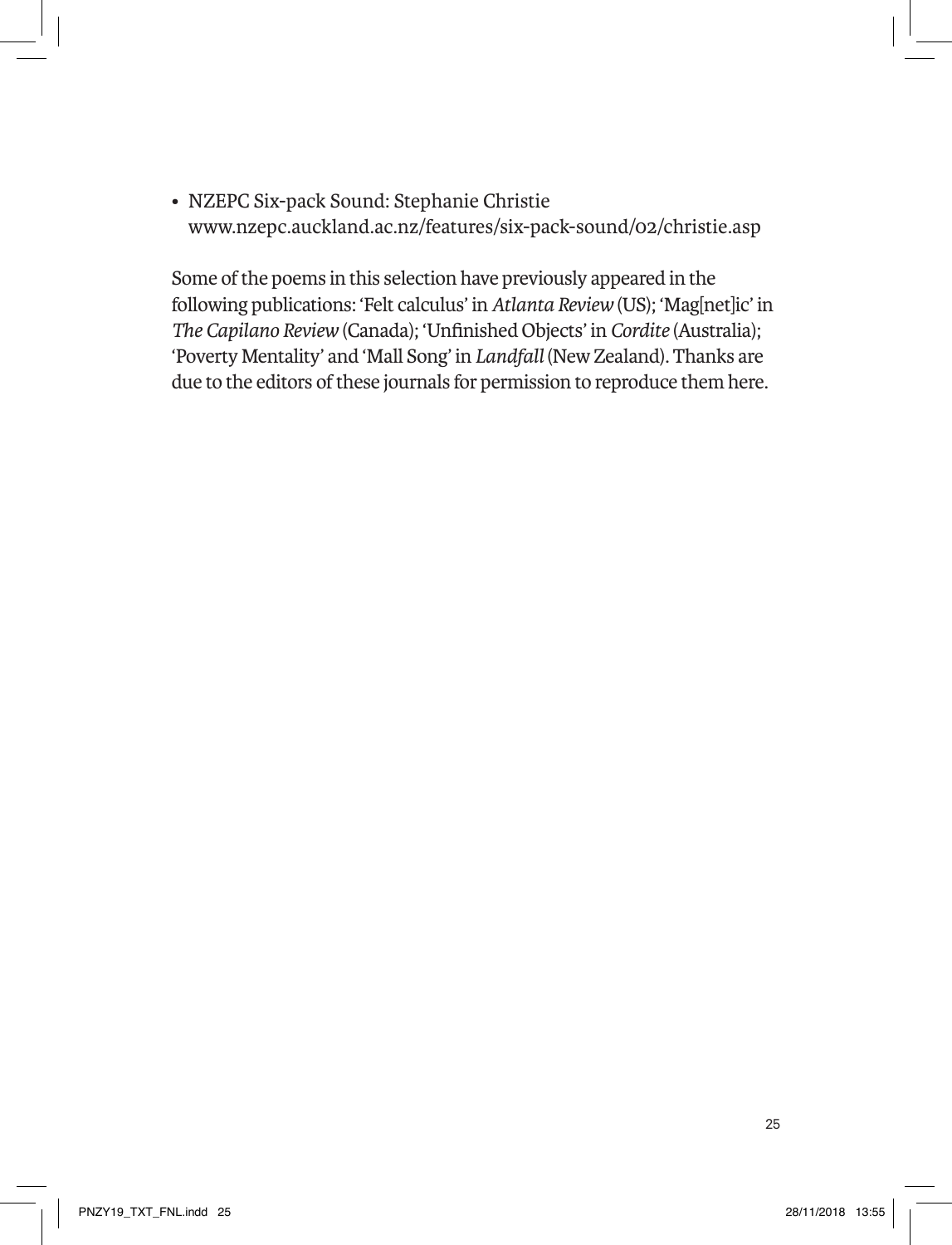- NZEPC Six-pack Sound: Stephanie Christie
  www.nzepc.auckland.ac.nz/features/six-pack-sound/02/christie.asp

Some of the poems in this selection have previously appeared in the following publications: 'Felt calculus' in *Atlanta Review* (US); 'Mag[net]ic' in *The Capilano Review* (Canada); 'Unfinished Objects' in *Cordite* (Australia); 'Poverty Mentality' and 'Mall Song' in *Landfall* (New Zealand). Thanks are due to the editors of these journals for permission to reproduce them here.